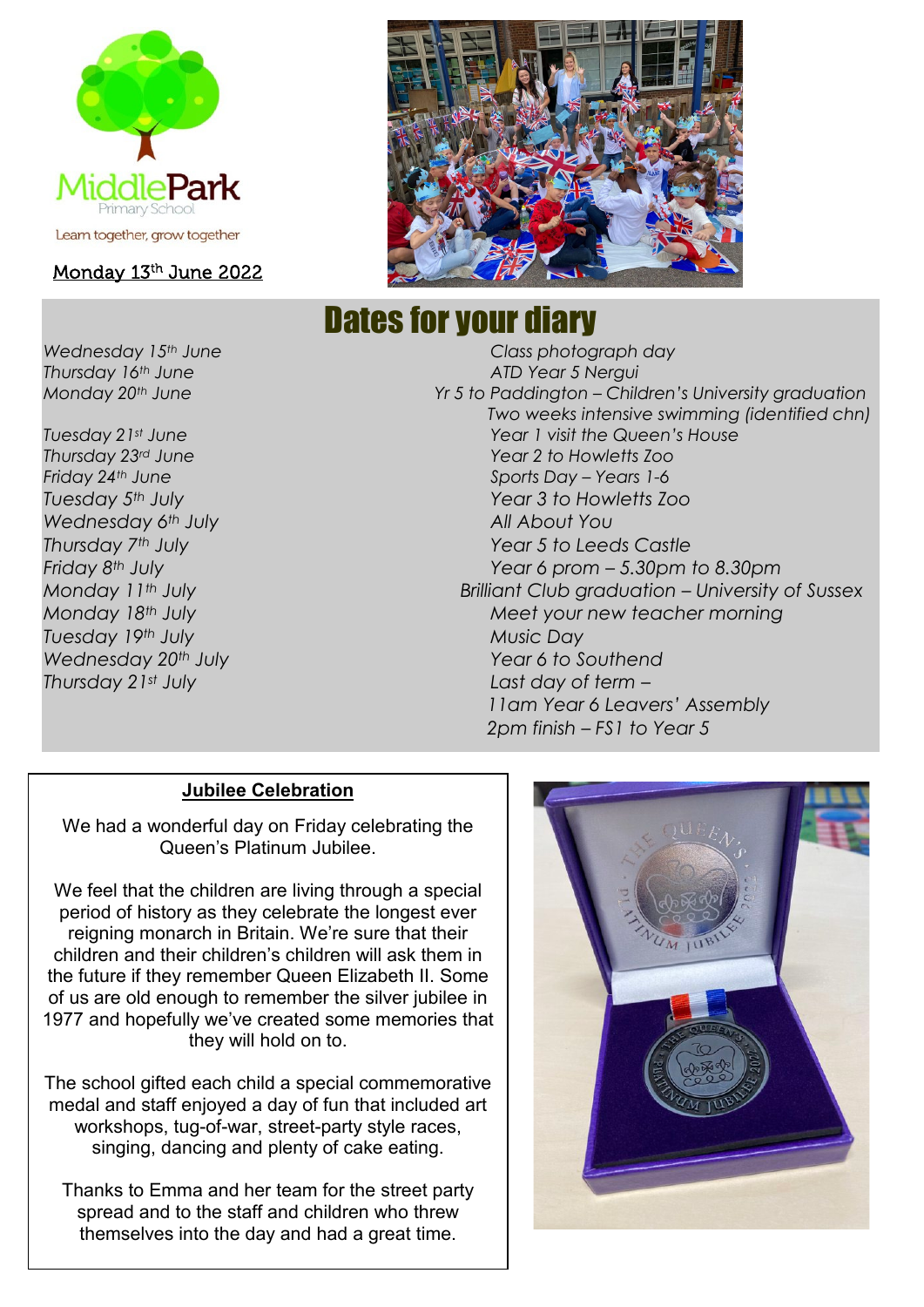Middle Park Primary School

Learn together, grow together

Monday 13th June 2022

# Dates for your diary

| Date | Event |
|---|---|
| Wednesday 15th June | Class photograph day |
| Thursday 16th June | ATD Year 5 Nergui |
| Monday 20th June | Yr 5 to Paddington – Children's University graduation |
| | Two weeks intensive swimming (identified chn) |
| Tuesday 21st June | Year 1 visit the Queen's House |
| Thursday 23rd June | Year 2 to Howletts Zoo |
| Friday 24th June | Sports Day – Years 1-6 |
| Tuesday 5th July | Year 3 to Howletts Zoo |
| Wednesday 6th July | All About You |
| Thursday 7th July | Year 5 to Leeds Castle |
| Friday 8th July | Year 6 prom – 5.30pm to 8.30pm |
| Monday 11th July | Brilliant Club graduation – University of Sussex |
| Monday 18th July | Meet your new teacher morning |
| Tuesday 19th July | Music Day |
| Wednesday 20th July | Year 6 to Southend |
| Thursday 21st July | Last day of term – 11am Year 6 Leavers' Assembly 2pm finish – FS1 to Year 5 |

## Jubilee Celebration

We had a wonderful day on Friday celebrating the Queen's Platinum Jubilee.

We feel that the children are living through a special period of history as they celebrate the longest ever reigning monarch in Britain. We're sure that their children and their children's children will ask them in the future if they remember Queen Elizabeth II. Some of us are old enough to remember the silver jubilee in 1977 and hopefully we've created some memories that they will hold on to.

The school gifted each child a special commemorative medal and staff enjoyed a day of fun that included art workshops, tug-of-war, street-party style races, singing, dancing and plenty of cake eating.

Thanks to Emma and her team for the street party spread and to the staff and children who threw themselves into the day and had a great time.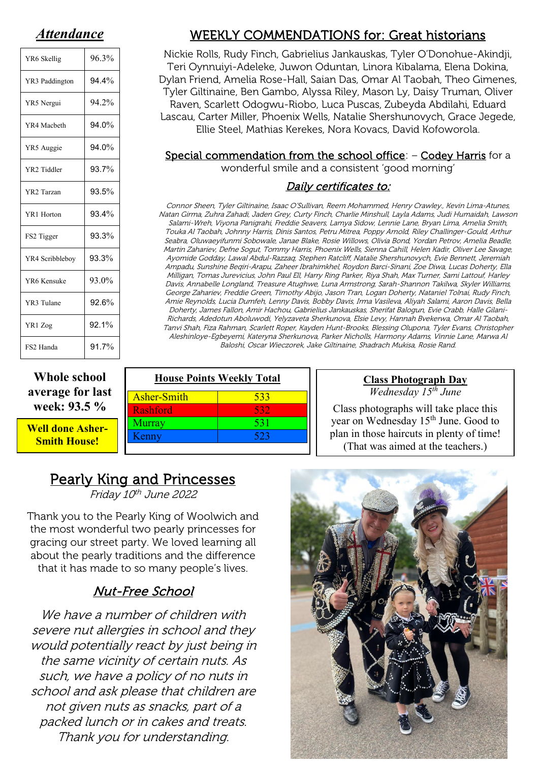## *Attendance*

| | |
|---|---|
| YR6 Skellig | 96.3% |
| YR3 Paddington | 94.4% |
| YR5 Nergui | 94.2% |
| YR4 Macbeth | 94.0% |
| YR5 Auggie | 94.0% |
| YR2 Tiddler | 93.7% |
| YR2 Tarzan | 93.5% |
| YR1 Horton | 93.4% |
| FS2 Tigger | 93.3% |
| YR4 Scribbleboy | 93.3% |
| YR6 Kensuke | 93.0% |
| YR3 Tulane | 92.6% |
| YR1 Zog | 92.1% |
| FS2 Handa | 91.7% |

**Whole school average for last week: 93.5 %**

**Well done Asher-Smith House!**

## WEEKLY COMMENDATIONS for: Great historians

Nickie Rolls, Rudy Finch, Gabrielius Jankauskas, Tyler O'Donohue-Akindji, Teri Oynnuiyi-Adeleke, Juwon Oduntan, Linora Kibalama, Elena Dokina, Dylan Friend, Amelia Rose-Hall, Saian Das, Omar Al Taobah, Theo Gimenes, Tyler Giltinaine, Ben Gambo, Alyssa Riley, Mason Ly, Daisy Truman, Oliver Raven, Scarlett Odogwu-Riobo, Luca Puscas, Zubeyda Abdilahi, Eduard Lascau, Carter Miller, Phoenix Wells, Natalie Shershunovych, Grace Jegede, Ellie Steel, Mathias Kerekes, Nora Kovacs, David Kofoworola.

Special commendation from the school office: – Codey Harris for a wonderful smile and a consistent 'good morning'

### *Daily certificates to:*

*Connor Sheen, Tyler Giltinaine, Isaac O'Sullivan, Reem Mohammed, Henry Crawley., Kevin Lima-Atunes, Natan Girma, Zuhra Zahadi, Jaden Grey, Curty Finch, Charlie Minshull, Layla Adams, Judi Humaidah, Lawson Salami-Wreh, Viyona Panigrahi, Freddie Seavers, Lamya Sidow, Lennie Lane, Bryan Lima, Amelia Smith, Touka Al Taobah, Johnny Harris, Dinis Santos, Petru Mitrea, Poppy Arnold, Riley Challinger-Gould, Arthur Seabra, Oluwaeyifunmi Sobowale, Janae Blake, Rosie Willows, Olivia Bond, Yordan Petrov, Amelia Beadle, Martin Zahariev, Defne Sogut, Tommy Harris, Phoenix Wells, Sienna Cahill, Helen Kadir, Oliver Lee Savage, Ayomide Godday, Lawal Abdul-Razzaq, Stephen Ratcliff, Natalie Shershunovych, Evie Bennett, Jeremiah Ampadu, Sunshine Beqiri-Arapu, Zaheer Ibrahimkhel, Roydon Barci-Sinani, Zoe Diwa, Lucas Doherty, Ella Milligan, Tomas Jurevicius, John Paul Ell, Harry Ring Parker, Riya Shah, Max Turner, Sami Lattouf, Harley Davis, Annabelle Longland, Treasure Atughwe, Luna Armstrong, Sarah-Shannon Takilwa, Skyler Williams, George Zahariev, Freddie Green, Timothy Abijo, Jason Tran, Logan Doherty, Nataniel Tolnai, Rudy Finch, Amie Reynolds, Lucia Dumfeh, Lenny Davis, Bobby Davis, Irma Vasileva, Aliyah Salami, Aaron Davis, Bella Doherty, James Fallon, Amir Hachou, Gabrielius Jankauskas, Sherifat Balogun, Evie Crabb, Halle Gilani-Richards, Adedotun Aboluwodi, Yelyzaveta Sherkunova, Elsie Levy, Hannah Bvekerwa, Omar Al Taobah, Tanvi Shah, Fiza Rahman, Scarlett Roper, Kayden Hunt-Brooks, Blessing Olupona, Tyler Evans, Christopher Aleshinloye-Egbeyemi, Kateryna Sherkunova, Parker Nicholls, Harmony Adams, Vinnie Lane, Marwa Al Baloshi, Oscar Wieczorek, Jake Giltinaine, Shadrach Mukisa, Rosie Rand.*

| House Points Weekly Total | |
|---|---|
| Asher-Smith | 533 |
| Rashford | 532 |
| Murray | 531 |
| Kenny | 523 |

**Class Photograph Day**

*Wednesday 15th June*

Class photographs will take place this year on Wednesday 15th June. Good to plan in those haircuts in plenty of time! (That was aimed at the teachers.)

## Pearly King and Princesses

*Friday 10th June 2022*

Thank you to the Pearly King of Woolwich and the most wonderful two pearly princesses for gracing our street party. We loved learning all about the pearly traditions and the difference that it has made to so many people's lives.

### *Nut-Free School*

*We have a number of children with severe nut allergies in school and they would potentially react by just being in the same vicinity of certain nuts. As such, we have a policy of no nuts in school and ask please that children are not given nuts as snacks, part of a packed lunch or in cakes and treats. Thank you for understanding.*